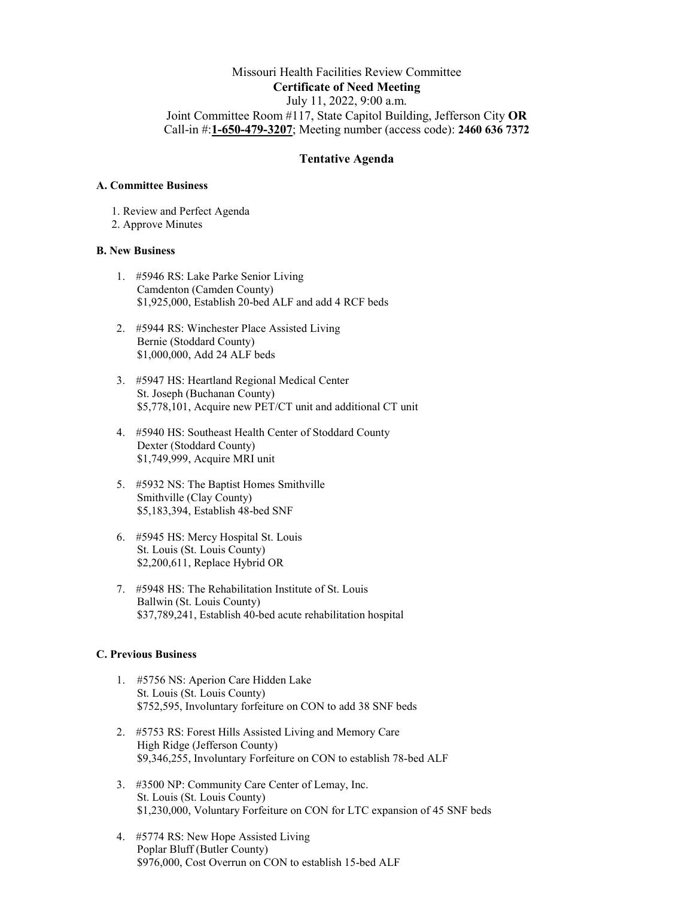Missouri Health Facilities Review Committee

**Certificate of Need Meeting**

July 11, 2022, 9:00 a.m.

Joint Committee Room #117, State Capitol Building, Jefferson City **OR**

Call-in #:**1-650-479-3207**; Meeting number (access code): **2460 636 7372**

## Tentative Agenda

### A. Committee Business

1. Review and Perfect Agenda
2. Approve Minutes

### B. New Business

1. #5946 RS: Lake Parke Senior Living
   Camdenton (Camden County)
   $1,925,000, Establish 20-bed ALF and add 4 RCF beds

2. #5944 RS: Winchester Place Assisted Living
   Bernie (Stoddard County)
   $1,000,000, Add 24 ALF beds

3. #5947 HS: Heartland Regional Medical Center
   St. Joseph (Buchanan County)
   $5,778,101, Acquire new PET/CT unit and additional CT unit

4. #5940 HS: Southeast Health Center of Stoddard County
   Dexter (Stoddard County)
   $1,749,999, Acquire MRI unit

5. #5932 NS: The Baptist Homes Smithville
   Smithville (Clay County)
   $5,183,394, Establish 48-bed SNF

6. #5945 HS: Mercy Hospital St. Louis
   St. Louis (St. Louis County)
   $2,200,611, Replace Hybrid OR

7. #5948 HS: The Rehabilitation Institute of St. Louis
   Ballwin (St. Louis County)
   $37,789,241, Establish 40-bed acute rehabilitation hospital

### C. Previous Business

1. #5756 NS: Aperion Care Hidden Lake
   St. Louis (St. Louis County)
   $752,595, Involuntary forfeiture on CON to add 38 SNF beds

2. #5753 RS: Forest Hills Assisted Living and Memory Care
   High Ridge (Jefferson County)
   $9,346,255, Involuntary Forfeiture on CON to establish 78-bed ALF

3. #3500 NP: Community Care Center of Lemay, Inc.
   St. Louis (St. Louis County)
   $1,230,000, Voluntary Forfeiture on CON for LTC expansion of 45 SNF beds

4. #5774 RS: New Hope Assisted Living
   Poplar Bluff (Butler County)
   $976,000, Cost Overrun on CON to establish 15-bed ALF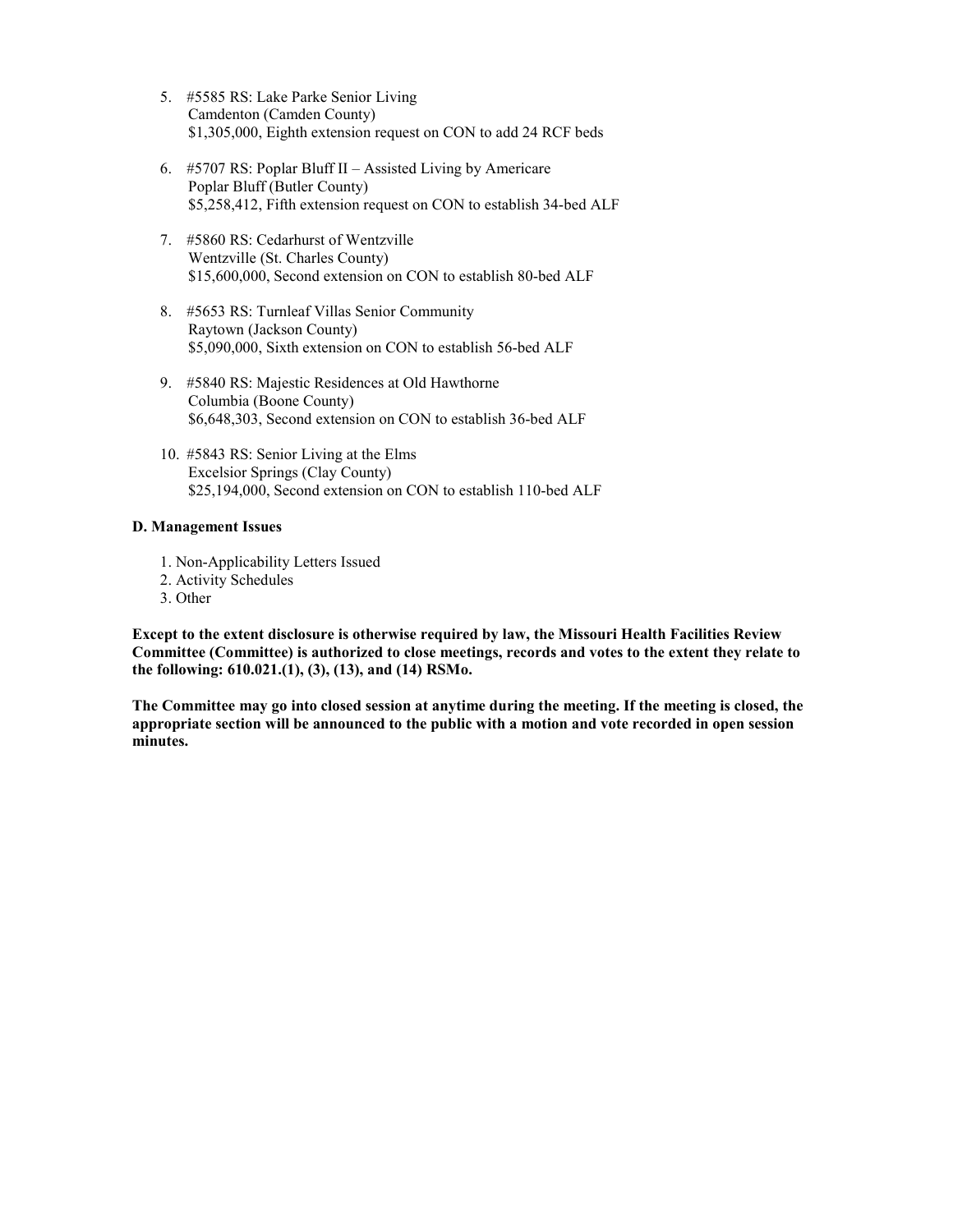5. #5585 RS: Lake Parke Senior Living
   Camdenton (Camden County)
   $1,305,000, Eighth extension request on CON to add 24 RCF beds

6. #5707 RS: Poplar Bluff II – Assisted Living by Americare
   Poplar Bluff (Butler County)
   $5,258,412, Fifth extension request on CON to establish 34-bed ALF

7. #5860 RS: Cedarhurst of Wentzville
   Wentzville (St. Charles County)
   $15,600,000, Second extension on CON to establish 80-bed ALF

8. #5653 RS: Turnleaf Villas Senior Community
   Raytown (Jackson County)
   $5,090,000, Sixth extension on CON to establish 56-bed ALF

9. #5840 RS: Majestic Residences at Old Hawthorne
   Columbia (Boone County)
   $6,648,303, Second extension on CON to establish 36-bed ALF

10. #5843 RS: Senior Living at the Elms
    Excelsior Springs (Clay County)
    $25,194,000, Second extension on CON to establish 110-bed ALF

**D. Management Issues**

1. Non-Applicability Letters Issued
2. Activity Schedules
3. Other

**Except to the extent disclosure is otherwise required by law, the Missouri Health Facilities Review Committee (Committee) is authorized to close meetings, records and votes to the extent they relate to the following: 610.021.(1), (3), (13), and (14) RSMo.**

**The Committee may go into closed session at anytime during the meeting. If the meeting is closed, the appropriate section will be announced to the public with a motion and vote recorded in open session minutes.**